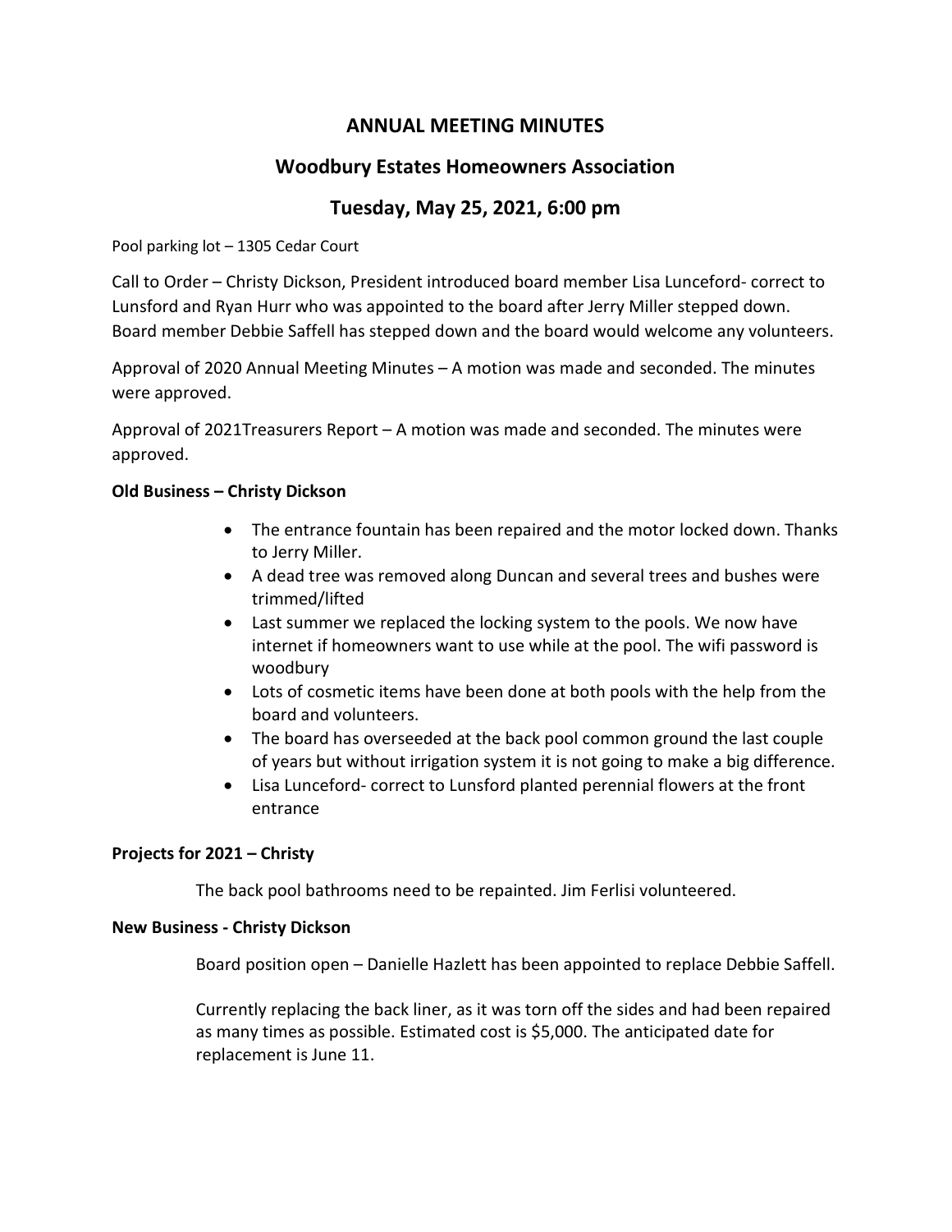# ANNUAL MEETING MINUTES

## Woodbury Estates Homeowners Association

## Tuesday, May 25, 2021, 6:00 pm

Pool parking lot – 1305 Cedar Court

Call to Order – Christy Dickson, President introduced board member Lisa Lunceford- correct to Lunsford and Ryan Hurr who was appointed to the board after Jerry Miller stepped down. Board member Debbie Saffell has stepped down and the board would welcome any volunteers.

Approval of 2020 Annual Meeting Minutes – A motion was made and seconded. The minutes were approved.

Approval of 2021Treasurers Report – A motion was made and seconded. The minutes were approved.

**Old Business – Christy Dickson**

- The entrance fountain has been repaired and the motor locked down. Thanks to Jerry Miller.
- A dead tree was removed along Duncan and several trees and bushes were trimmed/lifted
- Last summer we replaced the locking system to the pools. We now have internet if homeowners want to use while at the pool. The wifi password is woodbury
- Lots of cosmetic items have been done at both pools with the help from the board and volunteers.
- The board has overseeded at the back pool common ground the last couple of years but without irrigation system it is not going to make a big difference.
- Lisa Lunceford- correct to Lunsford planted perennial flowers at the front entrance

**Projects for 2021 – Christy**

The back pool bathrooms need to be repainted. Jim Ferlisi volunteered.

**New Business - Christy Dickson**

Board position open – Danielle Hazlett has been appointed to replace Debbie Saffell.

Currently replacing the back liner, as it was torn off the sides and had been repaired as many times as possible. Estimated cost is $5,000. The anticipated date for replacement is June 11.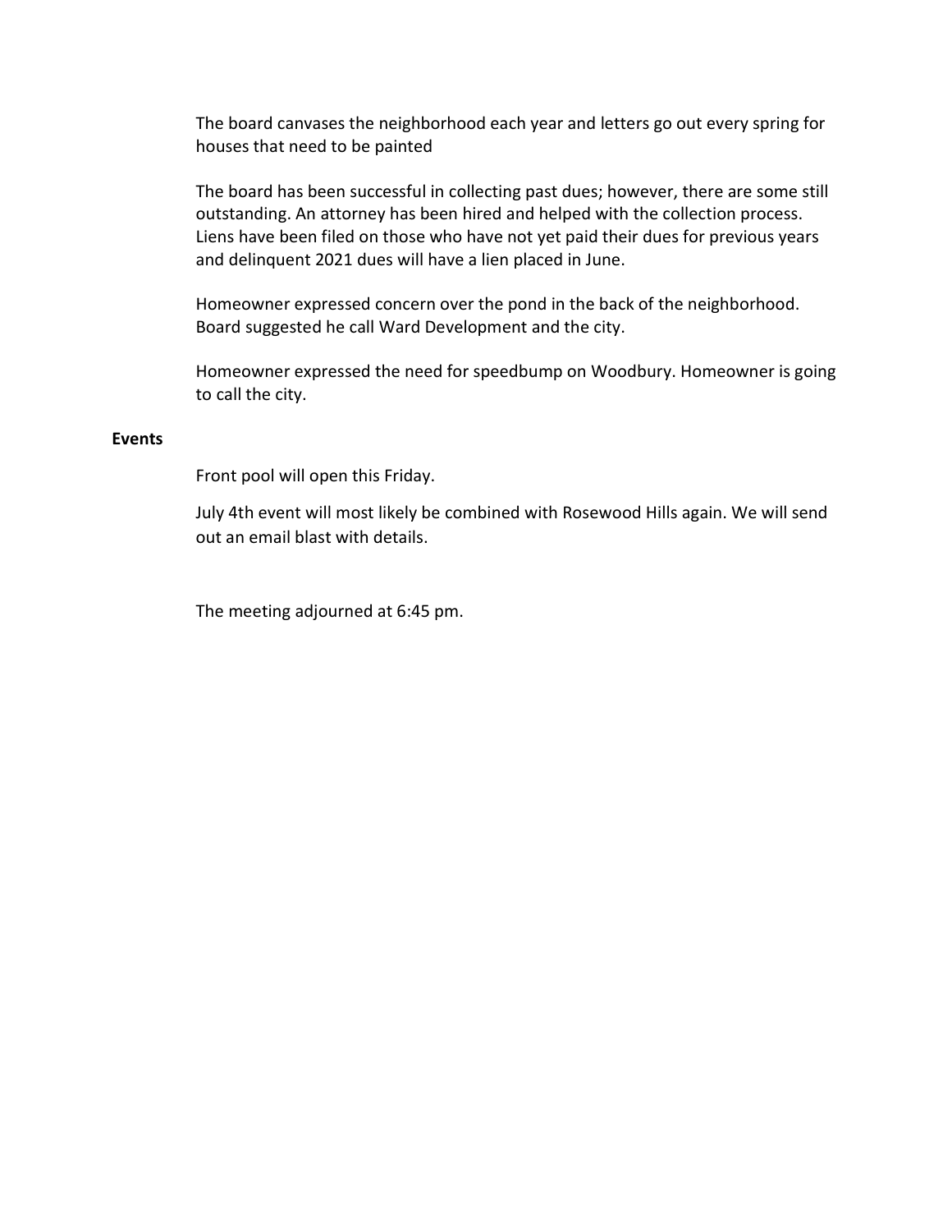The board canvases the neighborhood each year and letters go out every spring for houses that need to be painted

The board has been successful in collecting past dues; however, there are some still outstanding. An attorney has been hired and helped with the collection process. Liens have been filed on those who have not yet paid their dues for previous years and delinquent 2021 dues will have a lien placed in June.

Homeowner expressed concern over the pond in the back of the neighborhood. Board suggested he call Ward Development and the city.

Homeowner expressed the need for speedbump on Woodbury. Homeowner is going to call the city.

**Events**

Front pool will open this Friday.

July 4th event will most likely be combined with Rosewood Hills again. We will send out an email blast with details.

The meeting adjourned at 6:45 pm.